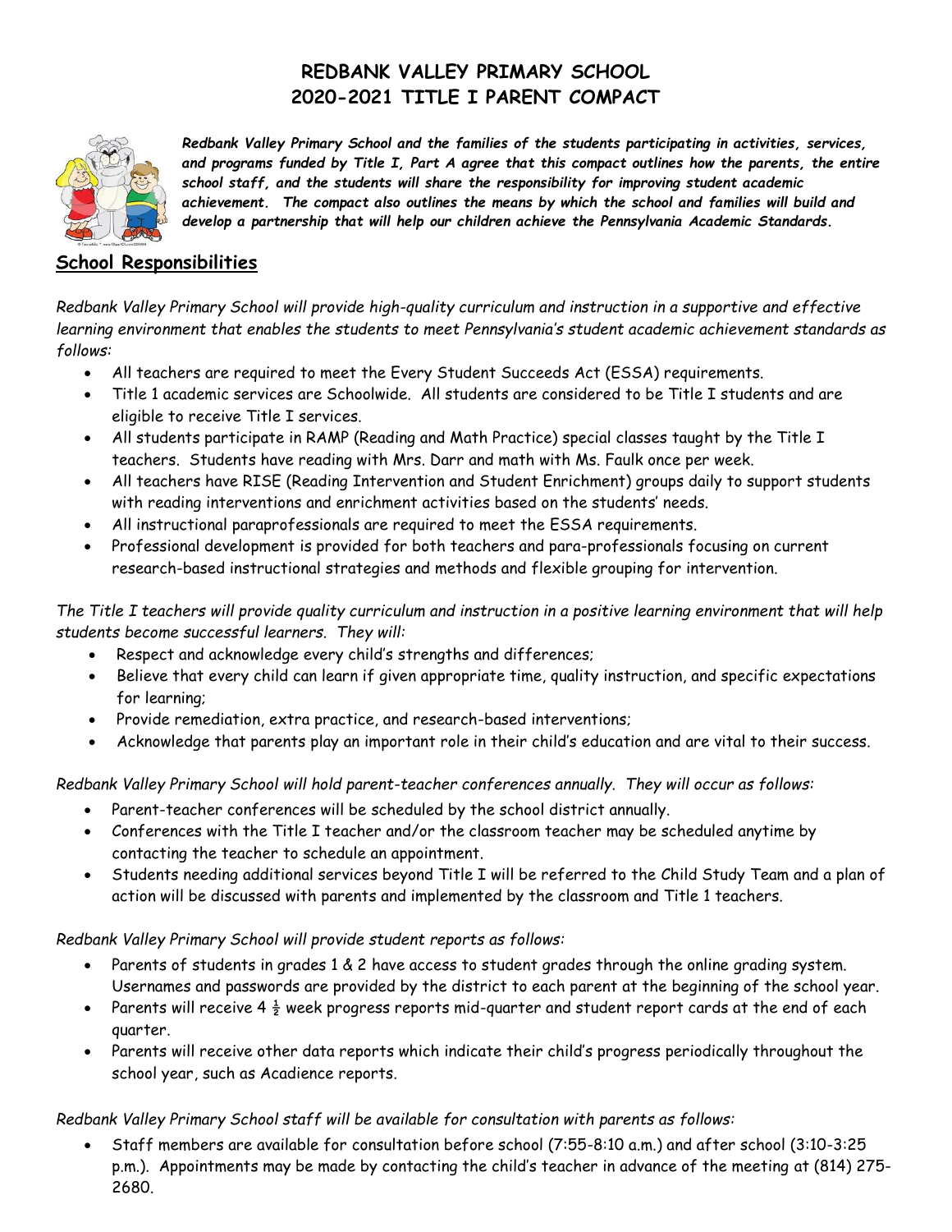# REDBANK VALLEY PRIMARY SCHOOL
# 2020-2021 TITLE I PARENT COMPACT

***Redbank Valley Primary School and the families of the students participating in activities, services, and programs funded by Title I, Part A agree that this compact outlines how the parents, the entire school staff, and the students will share the responsibility for improving student academic achievement. The compact also outlines the means by which the school and families will build and develop a partnership that will help our children achieve the Pennsylvania Academic Standards.***

## School Responsibilities

*Redbank Valley Primary School will provide high-quality curriculum and instruction in a supportive and effective learning environment that enables the students to meet Pennsylvania's student academic achievement standards as follows:*

- All teachers are required to meet the Every Student Succeeds Act (ESSA) requirements.
- Title 1 academic services are Schoolwide. All students are considered to be Title I students and are eligible to receive Title I services.
- All students participate in RAMP (Reading and Math Practice) special classes taught by the Title I teachers. Students have reading with Mrs. Darr and math with Ms. Faulk once per week.
- All teachers have RISE (Reading Intervention and Student Enrichment) groups daily to support students with reading interventions and enrichment activities based on the students' needs.
- All instructional paraprofessionals are required to meet the ESSA requirements.
- Professional development is provided for both teachers and para-professionals focusing on current research-based instructional strategies and methods and flexible grouping for intervention.

*The Title I teachers will provide quality curriculum and instruction in a positive learning environment that will help students become successful learners. They will:*

- Respect and acknowledge every child's strengths and differences;
- Believe that every child can learn if given appropriate time, quality instruction, and specific expectations for learning;
- Provide remediation, extra practice, and research-based interventions;
- Acknowledge that parents play an important role in their child's education and are vital to their success.

*Redbank Valley Primary School will hold parent-teacher conferences annually. They will occur as follows:*

- Parent-teacher conferences will be scheduled by the school district annually.
- Conferences with the Title I teacher and/or the classroom teacher may be scheduled anytime by contacting the teacher to schedule an appointment.
- Students needing additional services beyond Title I will be referred to the Child Study Team and a plan of action will be discussed with parents and implemented by the classroom and Title 1 teachers.

*Redbank Valley Primary School will provide student reports as follows:*

- Parents of students in grades 1 & 2 have access to student grades through the online grading system. Usernames and passwords are provided by the district to each parent at the beginning of the school year.
- Parents will receive 4 ½ week progress reports mid-quarter and student report cards at the end of each quarter.
- Parents will receive other data reports which indicate their child's progress periodically throughout the school year, such as Acadience reports.

*Redbank Valley Primary School staff will be available for consultation with parents as follows:*

- Staff members are available for consultation before school (7:55-8:10 a.m.) and after school (3:10-3:25 p.m.). Appointments may be made by contacting the child's teacher in advance of the meeting at (814) 275-2680.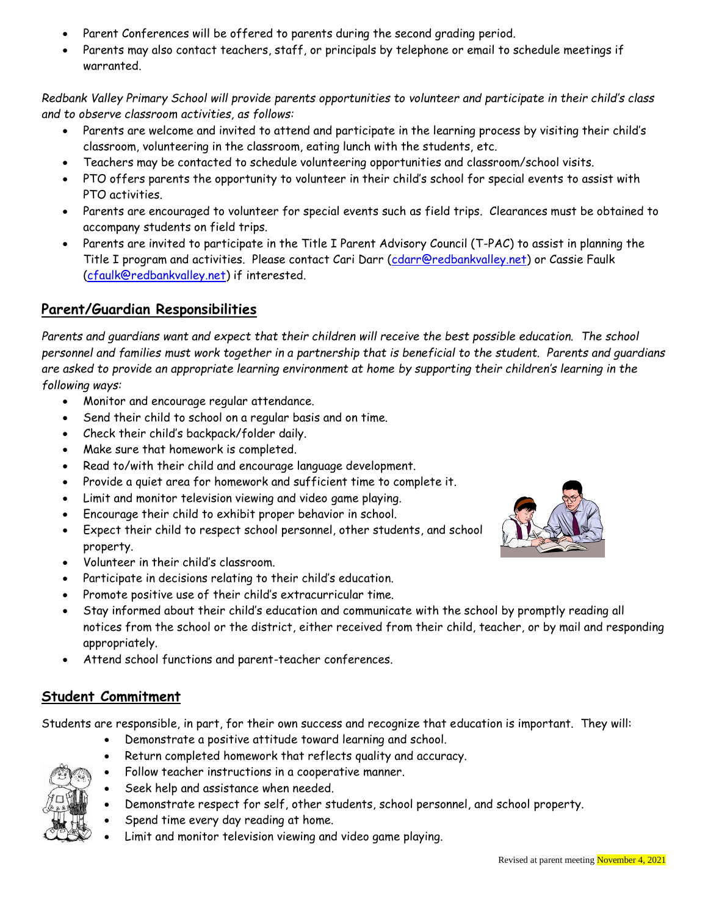- Parent Conferences will be offered to parents during the second grading period.
- Parents may also contact teachers, staff, or principals by telephone or email to schedule meetings if warranted.

*Redbank Valley Primary School will provide parents opportunities to volunteer and participate in their child's class and to observe classroom activities, as follows:*

- Parents are welcome and invited to attend and participate in the learning process by visiting their child's classroom, volunteering in the classroom, eating lunch with the students, etc.
- Teachers may be contacted to schedule volunteering opportunities and classroom/school visits.
- PTO offers parents the opportunity to volunteer in their child's school for special events to assist with PTO activities.
- Parents are encouraged to volunteer for special events such as field trips. Clearances must be obtained to accompany students on field trips.
- Parents are invited to participate in the Title I Parent Advisory Council (T-PAC) to assist in planning the Title I program and activities. Please contact Cari Darr (cdarr@redbankvalley.net) or Cassie Faulk (cfaulk@redbankvalley.net) if interested.

## Parent/Guardian Responsibilities

*Parents and guardians want and expect that their children will receive the best possible education. The school personnel and families must work together in a partnership that is beneficial to the student. Parents and guardians are asked to provide an appropriate learning environment at home by supporting their children's learning in the following ways:*

- Monitor and encourage regular attendance.
- Send their child to school on a regular basis and on time.
- Check their child's backpack/folder daily.
- Make sure that homework is completed.
- Read to/with their child and encourage language development.
- Provide a quiet area for homework and sufficient time to complete it.
- Limit and monitor television viewing and video game playing.
- Encourage their child to exhibit proper behavior in school.
- Expect their child to respect school personnel, other students, and school property.
- Volunteer in their child's classroom.
- Participate in decisions relating to their child's education.
- Promote positive use of their child's extracurricular time.
- Stay informed about their child's education and communicate with the school by promptly reading all notices from the school or the district, either received from their child, teacher, or by mail and responding appropriately.
- Attend school functions and parent-teacher conferences.

## Student Commitment

Students are responsible, in part, for their own success and recognize that education is important. They will:

- Demonstrate a positive attitude toward learning and school.
- Return completed homework that reflects quality and accuracy.
- Follow teacher instructions in a cooperative manner.
- Seek help and assistance when needed.
- Demonstrate respect for self, other students, school personnel, and school property.
- Spend time every day reading at home.
- Limit and monitor television viewing and video game playing.

Revised at parent meeting November 4, 2021